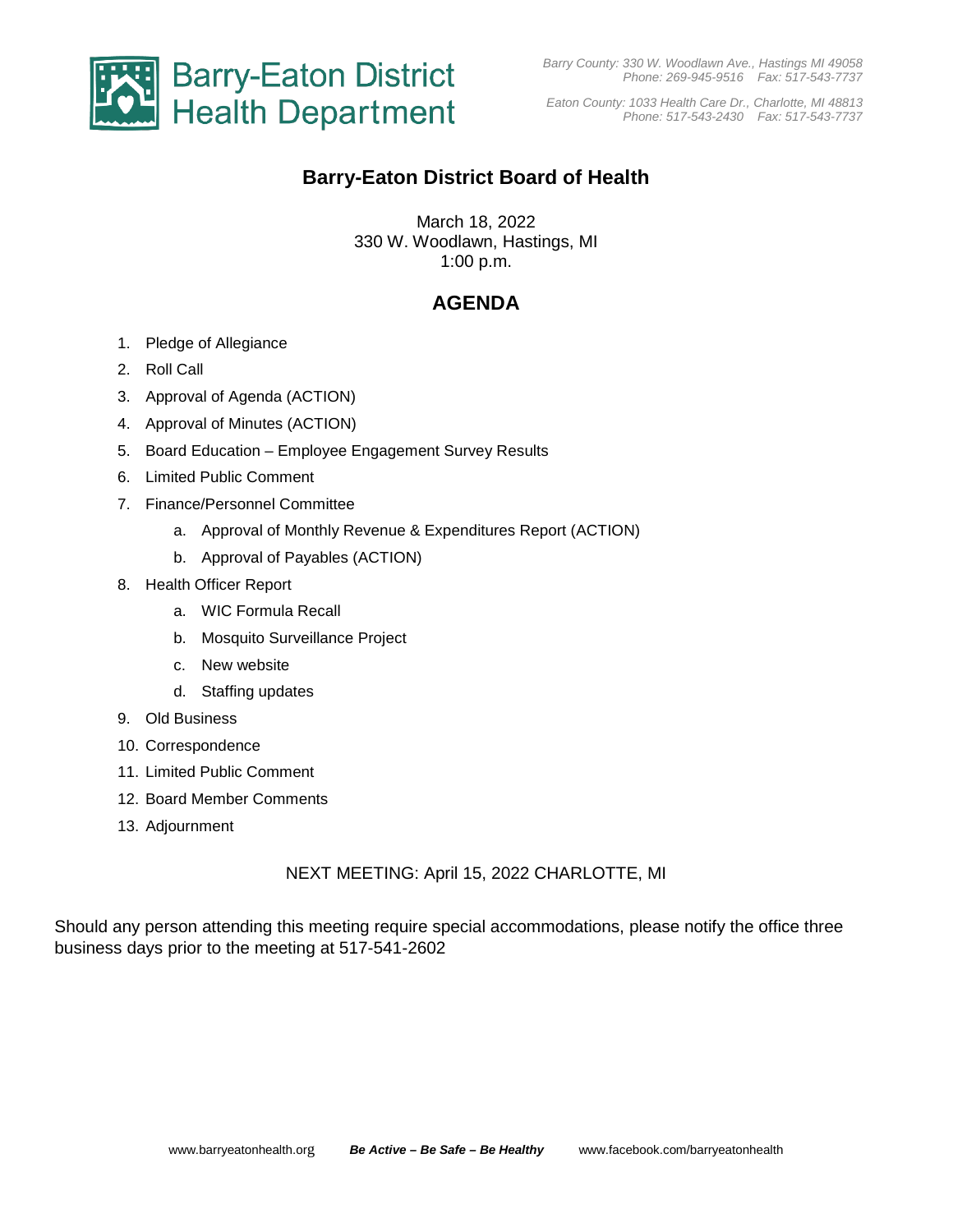Barry-Eaton District Health Department

*Barry County: 330 W. Woodlawn Ave., Hastings MI 49058*
*Phone: 269-945-9516 Fax: 517-543-7737*

*Eaton County: 1033 Health Care Dr., Charlotte, MI 48813*
*Phone: 517-543-2430 Fax: 517-543-7737*

# Barry-Eaton District Board of Health

March 18, 2022
330 W. Woodlawn, Hastings, MI
1:00 p.m.

## AGENDA

1. Pledge of Allegiance
2. Roll Call
3. Approval of Agenda (ACTION)
4. Approval of Minutes (ACTION)
5. Board Education – Employee Engagement Survey Results
6. Limited Public Comment
7. Finance/Personnel Committee
   a. Approval of Monthly Revenue & Expenditures Report (ACTION)
   b. Approval of Payables (ACTION)
8. Health Officer Report
   a. WIC Formula Recall
   b. Mosquito Surveillance Project
   c. New website
   d. Staffing updates
9. Old Business
10. Correspondence
11. Limited Public Comment
12. Board Member Comments
13. Adjournment

NEXT MEETING: April 15, 2022 CHARLOTTE, MI

Should any person attending this meeting require special accommodations, please notify the office three business days prior to the meeting at 517-541-2602

www.barryeatonhealth.org ***Be Active – Be Safe – Be Healthy*** www.facebook.com/barryeatonhealth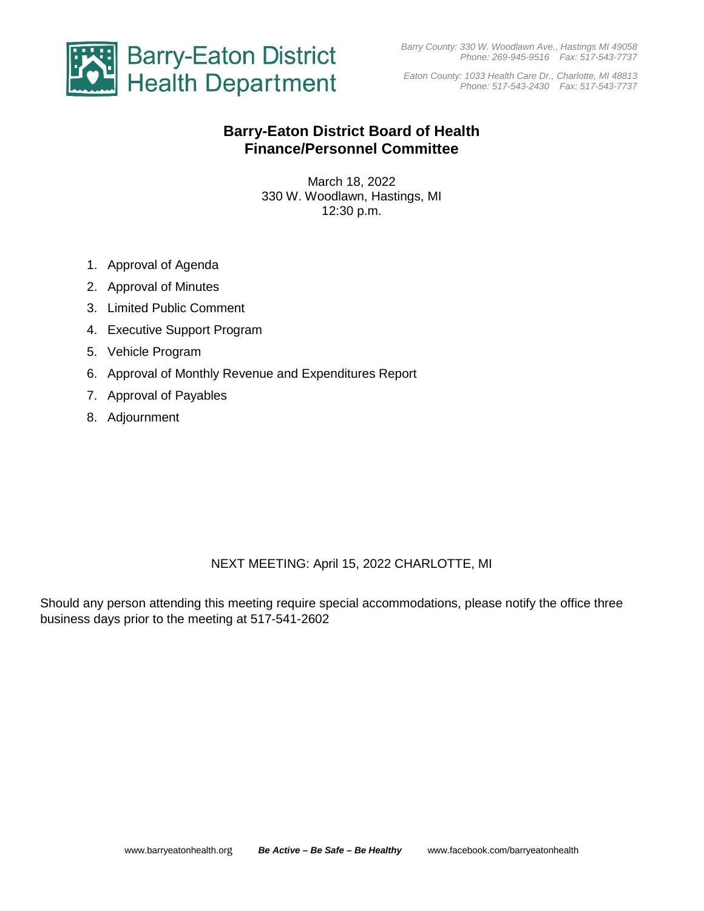Barry-Eaton District Health Department

*Barry County: 330 W. Woodlawn Ave., Hastings MI 49058*
*Phone: 269-945-9516 Fax: 517-543-7737*

*Eaton County: 1033 Health Care Dr., Charlotte, MI 48813*
*Phone: 517-543-2430 Fax: 517-543-7737*

# Barry-Eaton District Board of Health
# Finance/Personnel Committee

March 18, 2022
330 W. Woodlawn, Hastings, MI
12:30 p.m.

1. Approval of Agenda
2. Approval of Minutes
3. Limited Public Comment
4. Executive Support Program
5. Vehicle Program
6. Approval of Monthly Revenue and Expenditures Report
7. Approval of Payables
8. Adjournment

NEXT MEETING: April 15, 2022 CHARLOTTE, MI

Should any person attending this meeting require special accommodations, please notify the office three business days prior to the meeting at 517-541-2602

www.barryeatonhealth.org ***Be Active – Be Safe – Be Healthy*** www.facebook.com/barryeatonhealth